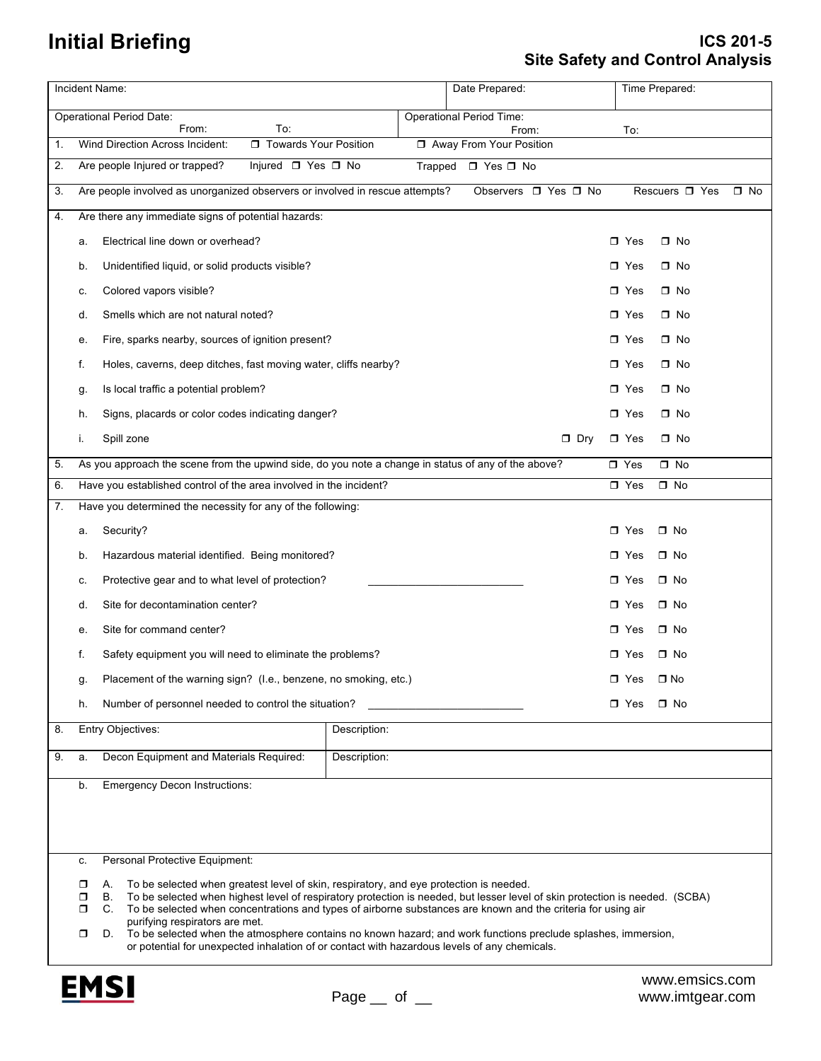# Initial Briefing

## ICS 201-5
## Site Safety and Control Analysis

| Incident Name: | | Date Prepared: | Time Prepared: |
|---|---|---|---|
| Operational Period Date: From: To: | | Operational Period Time: From: To: | |

1. Wind Direction Across Incident: ☐ Towards Your Position ☐ Away From Your Position

2. Are people Injured or trapped? Injured ☐ Yes ☐ No Trapped ☐ Yes ☐ No

3. Are people involved as unorganized observers or involved in rescue attempts? Observers ☐ Yes ☐ No Rescuers ☐ Yes ☐ No

4. Are there any immediate signs of potential hazards:

| | | | | |
|---|---|---|---|---|
| a. | Electrical line down or overhead? | | ☐ Yes | ☐ No |
| b. | Unidentified liquid, or solid products visible? | | ☐ Yes | ☐ No |
| c. | Colored vapors visible? | | ☐ Yes | ☐ No |
| d. | Smells which are not natural noted? | | ☐ Yes | ☐ No |
| e. | Fire, sparks nearby, sources of ignition present? | | ☐ Yes | ☐ No |
| f. | Holes, caverns, deep ditches, fast moving water, cliffs nearby? | | ☐ Yes | ☐ No |
| g. | Is local traffic a potential problem? | | ☐ Yes | ☐ No |
| h. | Signs, placards or color codes indicating danger? | | ☐ Yes | ☐ No |
| i. | Spill zone | ☐ Dry | ☐ Yes | ☐ No |

5. As you approach the scene from the upwind side, do you note a change in status of any of the above? ☐ Yes ☐ No

6. Have you established control of the area involved in the incident? ☐ Yes ☐ No

7. Have you determined the necessity for any of the following:

| | | | | |
|---|---|---|---|---|
| a. | Security? | | ☐ Yes | ☐ No |
| b. | Hazardous material identified. Being monitored? | | ☐ Yes | ☐ No |
| c. | Protective gear and to what level of protection? | ____________ | ☐ Yes | ☐ No |
| d. | Site for decontamination center? | | ☐ Yes | ☐ No |
| e. | Site for command center? | | ☐ Yes | ☐ No |
| f. | Safety equipment you will need to eliminate the problems? | | ☐ Yes | ☐ No |
| g. | Placement of the warning sign? (I.e., benzene, no smoking, etc.) | | ☐ Yes | ☐ No |
| h. | Number of personnel needed to control the situation? | ____________ | ☐ Yes | ☐ No |

8. Entry Objectives: Description:

9. a. Decon Equipment and Materials Required: Description:

   b. Emergency Decon Instructions:

   c. Personal Protective Equipment:

   - ☐ A. To be selected when greatest level of skin, respiratory, and eye protection is needed.
   - ☐ B. To be selected when highest level of respiratory protection is needed, but lesser level of skin protection is needed. (SCBA)
   - ☐ C. To be selected when concentrations and types of airborne substances are known and the criteria for using air purifying respirators are met.
   - ☐ D. To be selected when the atmosphere contains no known hazard; and work functions preclude splashes, immersion, or potential for unexpected inhalation of or contact with hazardous levels of any chemicals.

EMSI

www.emsics.com
www.imtgear.com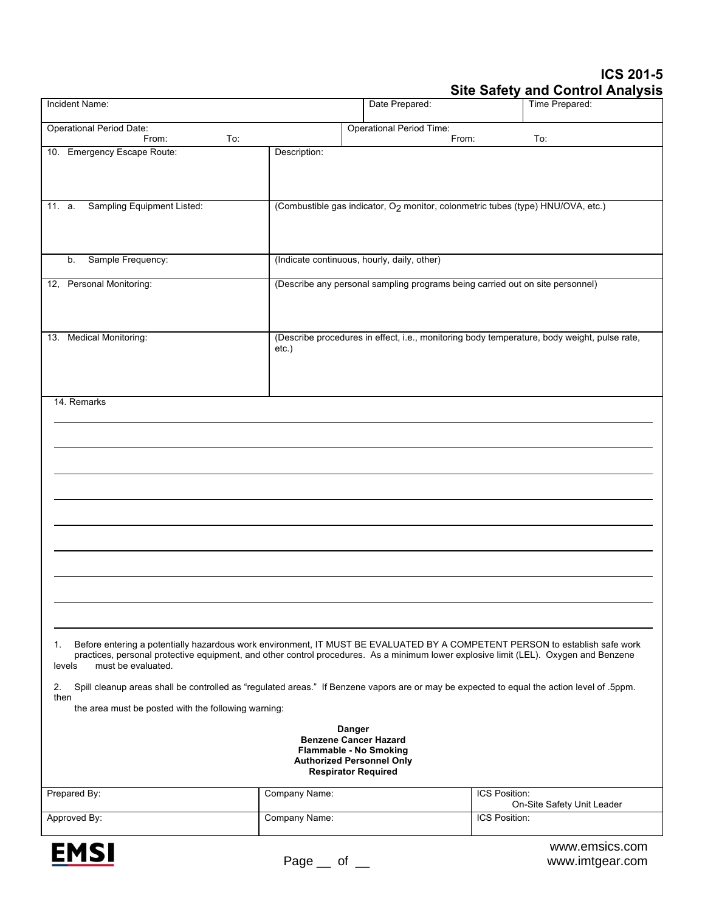# ICS 201-5
## Site Safety and Control Analysis

| Incident Name: | Date Prepared: | Time Prepared: |
|---|---|---|

| Operational Period Date: From: To: | Operational Period Time: From: To: |
|---|---|

| | |
|---|---|
| 10. Emergency Escape Route: | Description: |
| 11. a. Sampling Equipment Listed: | (Combustible gas indicator, $O_2$ monitor, colonmetric tubes (type) HNU/OVA, etc.) |
| b. Sample Frequency: | (Indicate continuous, hourly, daily, other) |
| 12, Personal Monitoring: | (Describe any personal sampling programs being carried out on site personnel) |
| 13. Medical Monitoring: | (Describe procedures in effect, i.e., monitoring body temperature, body weight, pulse rate, etc.) |

14. Remarks

1. Before entering a potentially hazardous work environment, IT MUST BE EVALUATED BY A COMPETENT PERSON to establish safe work practices, personal protective equipment, and other control procedures. As a minimum lower explosive limit (LEL). Oxygen and Benzene levels must be evaluated.

2. Spill cleanup areas shall be controlled as "regulated areas." If Benzene vapors are or may be expected to equal the action level of .5ppm. then the area must be posted with the following warning:

**Danger**
**Benzene Cancer Hazard**
**Flammable - No Smoking**
**Authorized Personnel Only**
**Respirator Required**

| | | |
|---|---|---|
| Prepared By: | Company Name: | ICS Position: On-Site Safety Unit Leader |
| Approved By: | Company Name: | ICS Position: |

EMSI

www.emsics.com
www.imtgear.com